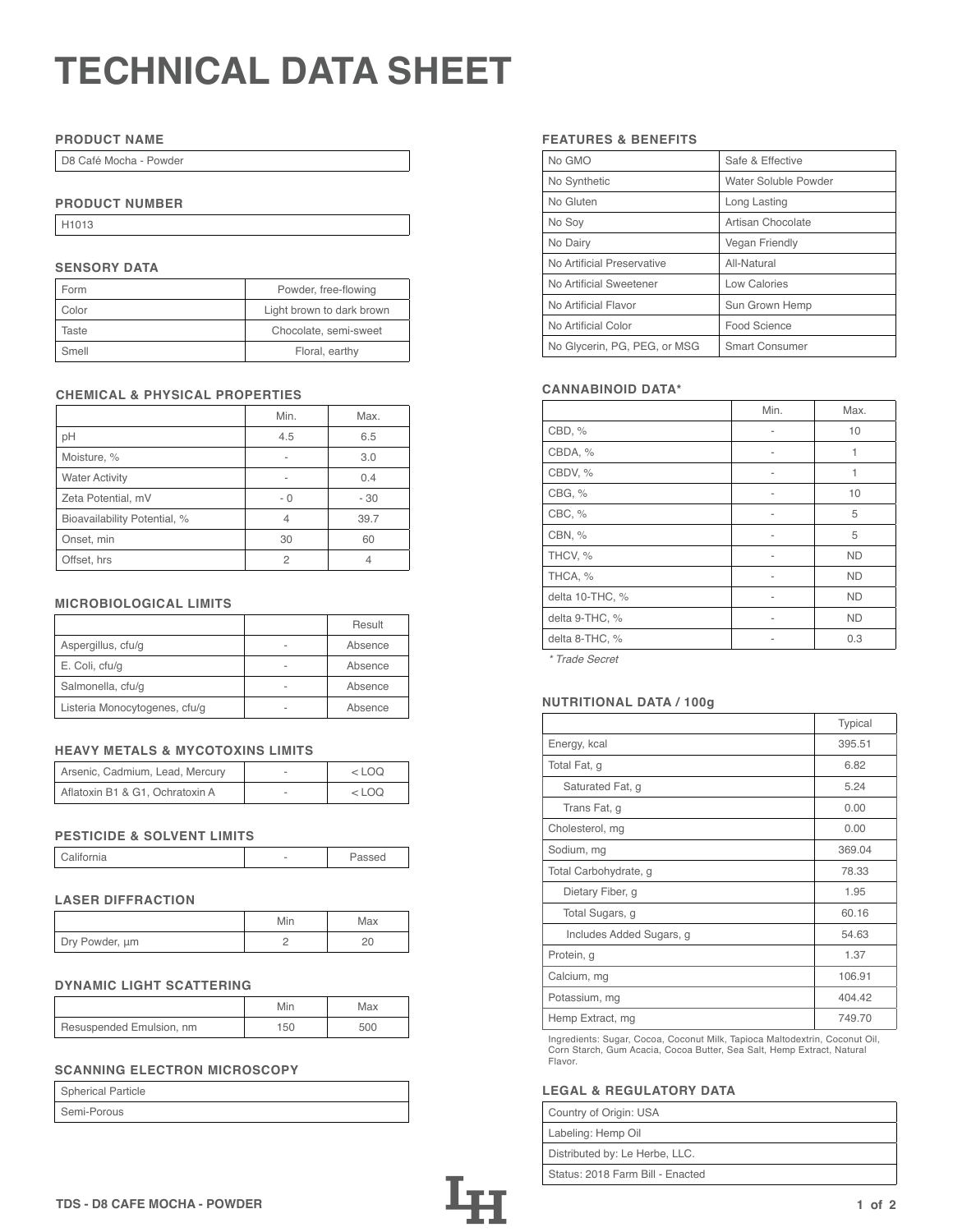# TECHNICAL DATA SHEET

## PRODUCT NAME

| |
|---|
| D8 Café Mocha - Powder |

## PRODUCT NUMBER

| |
|---|
| H1013 |

## SENSORY DATA

| | |
|---|---|
| Form | Powder, free-flowing |
| Color | Light brown to dark brown |
| Taste | Chocolate, semi-sweet |
| Smell | Floral, earthy |

## CHEMICAL & PHYSICAL PROPERTIES

| | Min. | Max. |
|---|---|---|
| pH | 4.5 | 6.5 |
| Moisture, % | - | 3.0 |
| Water Activity | - | 0.4 |
| Zeta Potential, mV | - 0 | - 30 |
| Bioavailability Potential, % | 4 | 39.7 |
| Onset, min | 30 | 60 |
| Offset, hrs | 2 | 4 |

## MICROBIOLOGICAL LIMITS

| | | Result |
|---|---|---|
| Aspergillus, cfu/g | - | Absence |
| E. Coli, cfu/g | - | Absence |
| Salmonella, cfu/g | - | Absence |
| Listeria Monocytogenes, cfu/g | - | Absence |

## HEAVY METALS & MYCOTOXINS LIMITS

| | | |
|---|---|---|
| Arsenic, Cadmium, Lead, Mercury | - | < LOQ |
| Aflatoxin B1 & G1, Ochratoxin A | - | < LOQ |

## PESTICIDE & SOLVENT LIMITS

| | | |
|---|---|---|
| California | - | Passed |

## LASER DIFFRACTION

| | Min | Max |
|---|---|---|
| Dry Powder, µm | 2 | 20 |

## DYNAMIC LIGHT SCATTERING

| | Min | Max |
|---|---|---|
| Resuspended Emulsion, nm | 150 | 500 |

## SCANNING ELECTRON MICROSCOPY

| |
|---|
| Spherical Particle |
| Semi-Porous |

## FEATURES & BENEFITS

| | |
|---|---|
| No GMO | Safe & Effective |
| No Synthetic | Water Soluble Powder |
| No Gluten | Long Lasting |
| No Soy | Artisan Chocolate |
| No Dairy | Vegan Friendly |
| No Artificial Preservative | All-Natural |
| No Artificial Sweetener | Low Calories |
| No Artificial Flavor | Sun Grown Hemp |
| No Artificial Color | Food Science |
| No Glycerin, PG, PEG, or MSG | Smart Consumer |

## CANNABINOID DATA*

| | Min. | Max. |
|---|---|---|
| CBD, % | - | 10 |
| CBDA, % | - | 1 |
| CBDV, % | - | 1 |
| CBG, % | - | 10 |
| CBC, % | - | 5 |
| CBN, % | - | 5 |
| THCV, % | - | ND |
| THCA, % | - | ND |
| delta 10-THC, % | - | ND |
| delta 9-THC, % | - | ND |
| delta 8-THC, % | - | 0.3 |

*\* Trade Secret*

## NUTRITIONAL DATA / 100g

| | Typical |
|---|---|
| Energy, kcal | 395.51 |
| Total Fat, g | 6.82 |
| Saturated Fat, g | 5.24 |
| Trans Fat, g | 0.00 |
| Cholesterol, mg | 0.00 |
| Sodium, mg | 369.04 |
| Total Carbohydrate, g | 78.33 |
| Dietary Fiber, g | 1.95 |
| Total Sugars, g | 60.16 |
| Includes Added Sugars, g | 54.63 |
| Protein, g | 1.37 |
| Calcium, mg | 106.91 |
| Potassium, mg | 404.42 |
| Hemp Extract, mg | 749.70 |

Ingredients: Sugar, Cocoa, Coconut Milk, Tapioca Maltodextrin, Coconut Oil, Corn Starch, Gum Acacia, Cocoa Butter, Sea Salt, Hemp Extract, Natural Flavor.

## LEGAL & REGULATORY DATA

| |
|---|
| Country of Origin: USA |
| Labeling: Hemp Oil |
| Distributed by: Le Herbe, LLC. |
| Status: 2018 Farm Bill - Enacted |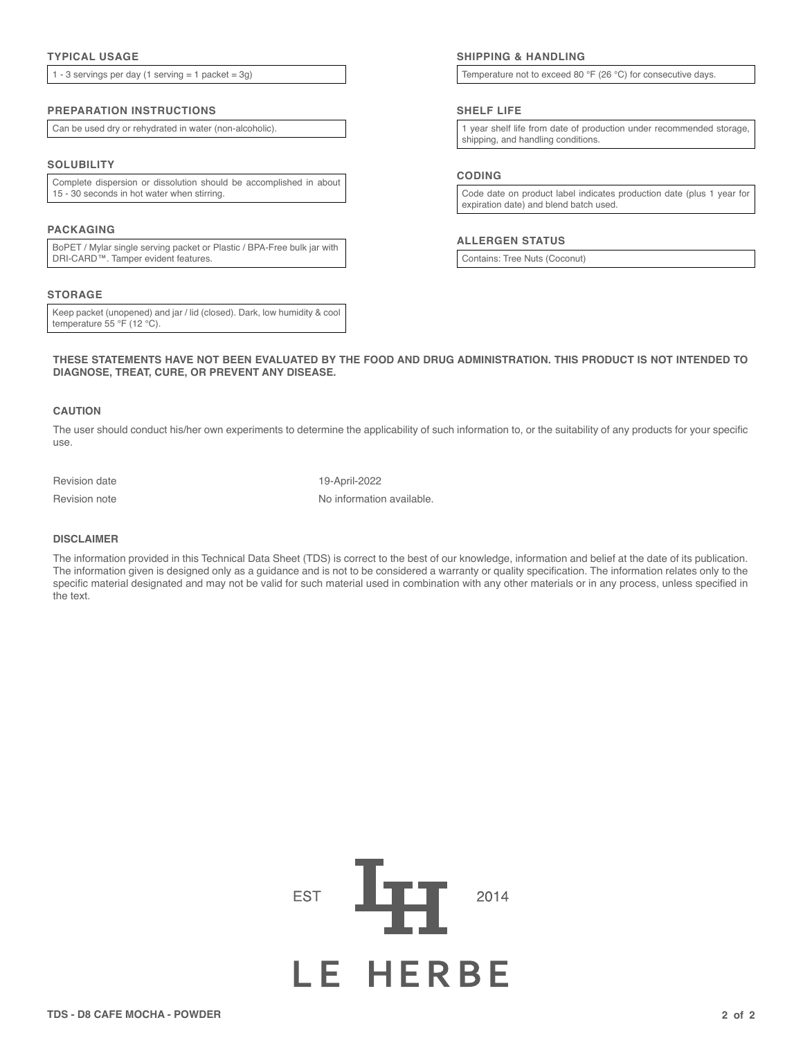### TYPICAL USAGE

1 - 3 servings per day (1 serving = 1 packet = 3g)

### PREPARATION INSTRUCTIONS

Can be used dry or rehydrated in water (non-alcoholic).

### SOLUBILITY

Complete dispersion or dissolution should be accomplished in about 15 - 30 seconds in hot water when stirring.

### PACKAGING

BoPET / Mylar single serving packet or Plastic / BPA-Free bulk jar with DRI-CARD™. Tamper evident features.

### STORAGE

Keep packet (unopened) and jar / lid (closed). Dark, low humidity & cool temperature 55 °F (12 °C).

### SHIPPING & HANDLING

Temperature not to exceed 80 °F (26 °C) for consecutive days.

### SHELF LIFE

1 year shelf life from date of production under recommended storage, shipping, and handling conditions.

### CODING

Code date on product label indicates production date (plus 1 year for expiration date) and blend batch used.

### ALLERGEN STATUS

Contains: Tree Nuts (Coconut)

**THESE STATEMENTS HAVE NOT BEEN EVALUATED BY THE FOOD AND DRUG ADMINISTRATION. THIS PRODUCT IS NOT INTENDED TO DIAGNOSE, TREAT, CURE, OR PREVENT ANY DISEASE.**

### CAUTION

The user should conduct his/her own experiments to determine the applicability of such information to, or the suitability of any products for your specific use.

| | |
|---|---|
| Revision date | 19-April-2022 |
| Revision note | No information available. |

### DISCLAIMER

The information provided in this Technical Data Sheet (TDS) is correct to the best of our knowledge, information and belief at the date of its publication. The information given is designed only as a guidance and is not to be considered a warranty or quality specification. The information relates only to the specific material designated and may not be valid for such material used in combination with any other materials or in any process, unless specified in the text.

EST 2014

LE HERBE